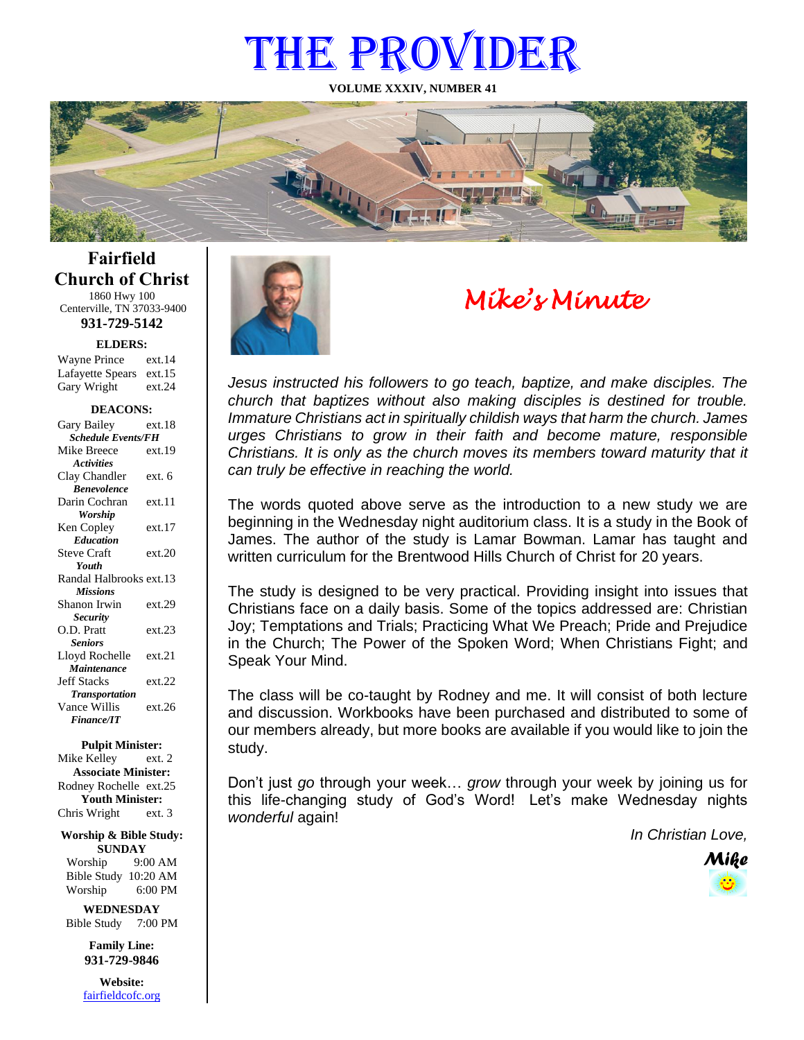# THE PROVIDER

**VOLUME XXXIV, NUMBER 41**

## Fairfield Church of Christ

1860 Hwy 100
Centerville, TN 37033-9400
**931-729-5142**

**ELDERS:**

Wayne Prince ext.14
Lafayette Spears ext.15
Gary Wright ext.24

**DEACONS:**

Gary Bailey ext.18
***Schedule Events/FH***
Mike Breece ext.19
***Activities***
Clay Chandler ext. 6
***Benevolence***
Darin Cochran ext.11
***Worship***
Ken Copley ext.17
***Education***
Steve Craft ext.20
***Youth***
Randal Halbrooks ext.13
***Missions***
Shanon Irwin ext.29
***Security***
O.D. Pratt ext.23
***Seniors***
Lloyd Rochelle ext.21
***Maintenance***
Jeff Stacks ext.22
***Transportation***
Vance Willis ext.26
***Finance/IT***

**Pulpit Minister:**
Mike Kelley ext. 2
**Associate Minister:**
Rodney Rochelle ext.25
**Youth Minister:**
Chris Wright ext. 3

**Worship & Bible Study:**
**SUNDAY**
Worship 9:00 AM
Bible Study 10:20 AM
Worship 6:00 PM

**WEDNESDAY**
Bible Study 7:00 PM

**Family Line:**
**931-729-9846**

**Website:**
fairfieldcofc.org

## *Mike's Minute*

*Jesus instructed his followers to go teach, baptize, and make disciples. The church that baptizes without also making disciples is destined for trouble. Immature Christians act in spiritually childish ways that harm the church. James urges Christians to grow in their faith and become mature, responsible Christians. It is only as the church moves its members toward maturity that it can truly be effective in reaching the world.*

The words quoted above serve as the introduction to a new study we are beginning in the Wednesday night auditorium class. It is a study in the Book of James. The author of the study is Lamar Bowman. Lamar has taught and written curriculum for the Brentwood Hills Church of Christ for 20 years.

The study is designed to be very practical. Providing insight into issues that Christians face on a daily basis. Some of the topics addressed are: Christian Joy; Temptations and Trials; Practicing What We Preach; Pride and Prejudice in the Church; The Power of the Spoken Word; When Christians Fight; and Speak Your Mind.

The class will be co-taught by Rodney and me. It will consist of both lecture and discussion. Workbooks have been purchased and distributed to some of our members already, but more books are available if you would like to join the study.

Don't just *go* through your week… *grow* through your week by joining us for this life-changing study of God's Word! Let's make Wednesday nights *wonderful* again!

*In Christian Love,*

***Mike***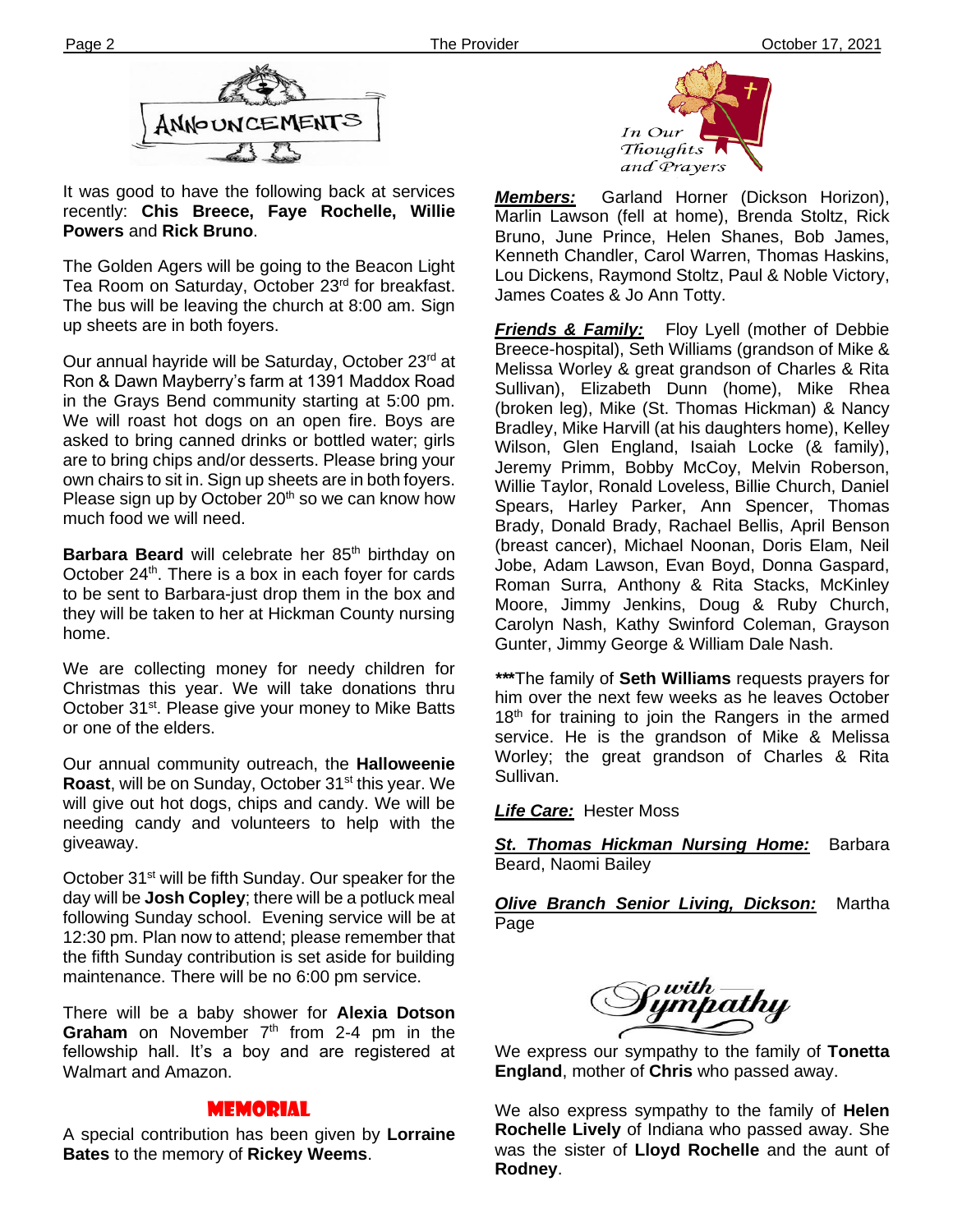## ANNOUNCEMENTS

It was good to have the following back at services recently: **Chis Breece, Faye Rochelle, Willie Powers** and **Rick Bruno**.

The Golden Agers will be going to the Beacon Light Tea Room on Saturday, October 23rd for breakfast. The bus will be leaving the church at 8:00 am. Sign up sheets are in both foyers.

Our annual hayride will be Saturday, October 23rd at Ron & Dawn Mayberry's farm at 1391 Maddox Road in the Grays Bend community starting at 5:00 pm. We will roast hot dogs on an open fire. Boys are asked to bring canned drinks or bottled water; girls are to bring chips and/or desserts. Please bring your own chairs to sit in. Sign up sheets are in both foyers. Please sign up by October 20th so we can know how much food we will need.

**Barbara Beard** will celebrate her 85th birthday on October 24th. There is a box in each foyer for cards to be sent to Barbara-just drop them in the box and they will be taken to her at Hickman County nursing home.

We are collecting money for needy children for Christmas this year. We will take donations thru October 31st. Please give your money to Mike Batts or one of the elders.

Our annual community outreach, the **Halloweenie Roast**, will be on Sunday, October 31st this year. We will give out hot dogs, chips and candy. We will be needing candy and volunteers to help with the giveaway.

October 31st will be fifth Sunday. Our speaker for the day will be **Josh Copley**; there will be a potluck meal following Sunday school. Evening service will be at 12:30 pm. Plan now to attend; please remember that the fifth Sunday contribution is set aside for building maintenance. There will be no 6:00 pm service.

There will be a baby shower for **Alexia Dotson Graham** on November 7th from 2-4 pm in the fellowship hall. It's a boy and are registered at Walmart and Amazon.

## MEMORIAL

A special contribution has been given by **Lorraine Bates** to the memory of **Rickey Weems**.

## In Our Thoughts and Prayers

***Members:*** Garland Horner (Dickson Horizon), Marlin Lawson (fell at home), Brenda Stoltz, Rick Bruno, June Prince, Helen Shanes, Bob James, Kenneth Chandler, Carol Warren, Thomas Haskins, Lou Dickens, Raymond Stoltz, Paul & Noble Victory, James Coates & Jo Ann Totty.

***Friends & Family:*** Floy Lyell (mother of Debbie Breece-hospital), Seth Williams (grandson of Mike & Melissa Worley & great grandson of Charles & Rita Sullivan), Elizabeth Dunn (home), Mike Rhea (broken leg), Mike (St. Thomas Hickman) & Nancy Bradley, Mike Harvill (at his daughters home), Kelley Wilson, Glen England, Isaiah Locke (& family), Jeremy Primm, Bobby McCoy, Melvin Roberson, Willie Taylor, Ronald Loveless, Billie Church, Daniel Spears, Harley Parker, Ann Spencer, Thomas Brady, Donald Brady, Rachael Bellis, April Benson (breast cancer), Michael Noonan, Doris Elam, Neil Jobe, Adam Lawson, Evan Boyd, Donna Gaspard, Roman Surra, Anthony & Rita Stacks, McKinley Moore, Jimmy Jenkins, Doug & Ruby Church, Carolyn Nash, Kathy Swinford Coleman, Grayson Gunter, Jimmy George & William Dale Nash.

*****The family of **Seth Williams** requests prayers for him over the next few weeks as he leaves October 18th for training to join the Rangers in the armed service. He is the grandson of Mike & Melissa Worley; the great grandson of Charles & Rita Sullivan.

***Life Care:*** Hester Moss

***St. Thomas Hickman Nursing Home:*** Barbara Beard, Naomi Bailey

***Olive Branch Senior Living, Dickson:*** Martha Page

## with Sympathy

We express our sympathy to the family of **Tonetta England**, mother of **Chris** who passed away.

We also express sympathy to the family of **Helen Rochelle Lively** of Indiana who passed away. She was the sister of **Lloyd Rochelle** and the aunt of **Rodney**.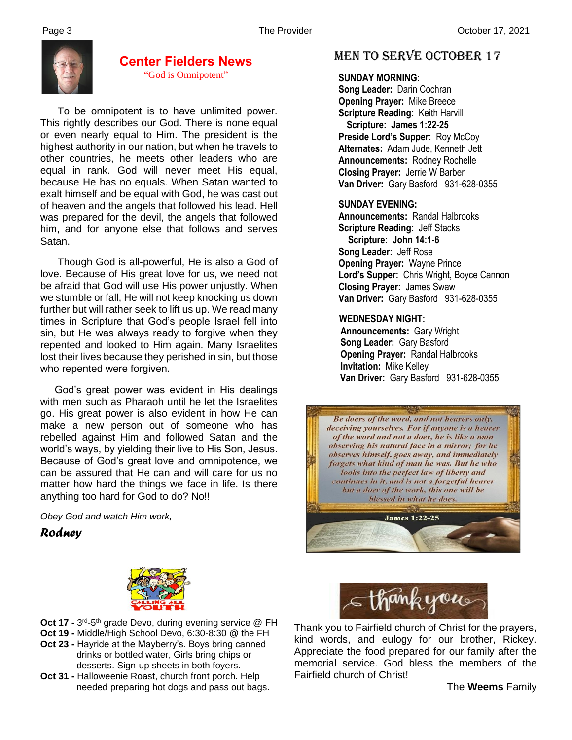## Center Fielders News

"God is Omnipotent"

To be omnipotent is to have unlimited power. This rightly describes our God. There is none equal or even nearly equal to Him. The president is the highest authority in our nation, but when he travels to other countries, he meets other leaders who are equal in rank. God will never meet His equal, because He has no equals. When Satan wanted to exalt himself and be equal with God, he was cast out of heaven and the angels that followed his lead. Hell was prepared for the devil, the angels that followed him, and for anyone else that follows and serves Satan.

Though God is all-powerful, He is also a God of love. Because of His great love for us, we need not be afraid that God will use His power unjustly. When we stumble or fall, He will not keep knocking us down further but will rather seek to lift us up. We read many times in Scripture that God's people Israel fell into sin, but He was always ready to forgive when they repented and looked to Him again. Many Israelites lost their lives because they perished in sin, but those who repented were forgiven.

God's great power was evident in His dealings with men such as Pharaoh until he let the Israelites go. His great power is also evident in how He can make a new person out of someone who has rebelled against Him and followed Satan and the world's ways, by yielding their live to His Son, Jesus. Because of God's great love and omnipotence, we can be assured that He can and will care for us no matter how hard the things we face in life. Is there anything too hard for God to do? No!!

*Obey God and watch Him work,*

***Rodney***

CALLING ALL YOUTH

**Oct 17 -** 3rd-5th grade Devo, during evening service @ FH
**Oct 19 -** Middle/High School Devo, 6:30-8:30 @ the FH
**Oct 23 -** Hayride at the Mayberry's. Boys bring canned drinks or bottled water, Girls bring chips or desserts. Sign-up sheets in both foyers.
**Oct 31 -** Halloweenie Roast, church front porch. Help needed preparing hot dogs and pass out bags.

## MEN TO SERVE OCTOBER 17

**SUNDAY MORNING:**
**Song Leader:** Darin Cochran
**Opening Prayer:** Mike Breece
**Scripture Reading:** Keith Harvill
**Scripture: James 1:22-25**
**Preside Lord's Supper:** Roy McCoy
**Alternates:** Adam Jude, Kenneth Jett
**Announcements:** Rodney Rochelle
**Closing Prayer:** Jerrie W Barber
**Van Driver:** Gary Basford 931-628-0355

**SUNDAY EVENING:**
**Announcements:** Randal Halbrooks
**Scripture Reading:** Jeff Stacks
**Scripture: John 14:1-6**
**Song Leader:** Jeff Rose
**Opening Prayer:** Wayne Prince
**Lord's Supper:** Chris Wright, Boyce Cannon
**Closing Prayer:** James Swaw
**Van Driver:** Gary Basford 931-628-0355

**WEDNESDAY NIGHT:**
**Announcements:** Gary Wright
**Song Leader:** Gary Basford
**Opening Prayer:** Randal Halbrooks
**Invitation:** Mike Kelley
**Van Driver:** Gary Basford 931-628-0355

*Be doers of the word, and not hearers only, deceiving yourselves. For if anyone is a hearer of the word and not a doer, he is like a man observing his natural face in a mirror; for he observes himself, goes away, and immediately forgets what kind of man he was. But he who looks into the perfect law of liberty and continues in it, and is not a forgetful hearer but a doer of the work, this one will be blessed in what he does.*

**James 1:22-25**

thank you

Thank you to Fairfield church of Christ for the prayers, kind words, and eulogy for our brother, Rickey. Appreciate the food prepared for our family after the memorial service. God bless the members of the Fairfield church of Christ!

The **Weems** Family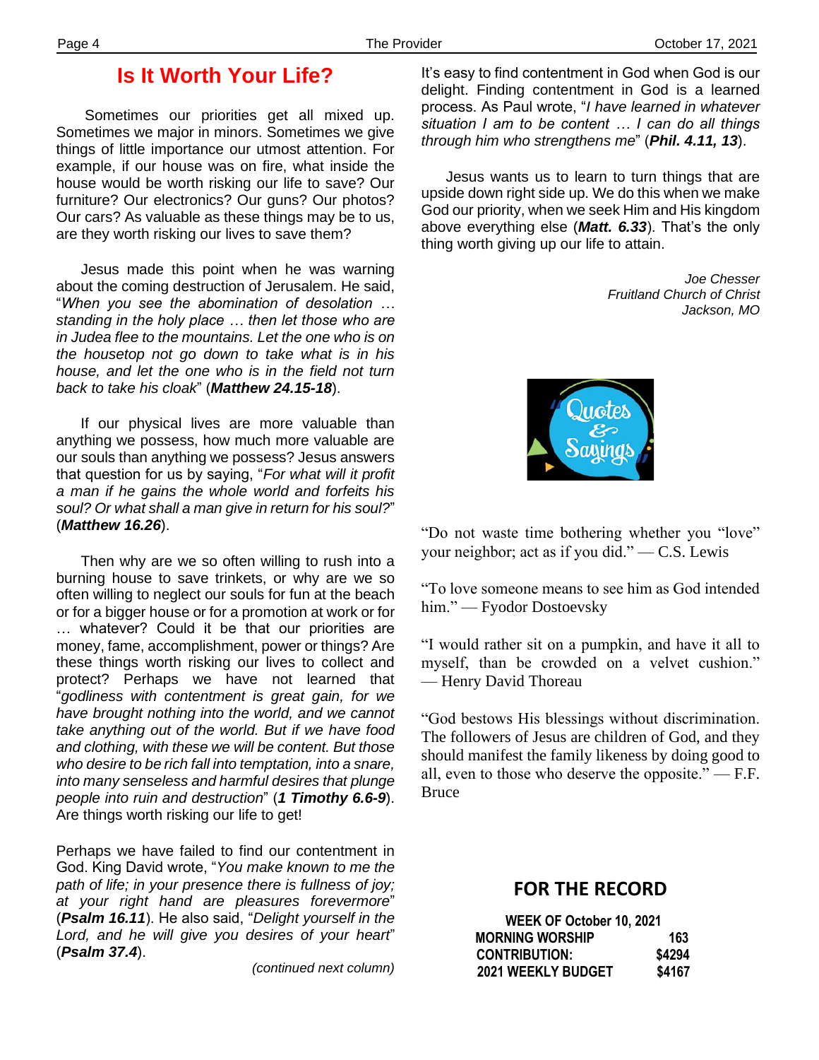# Is It Worth Your Life?

Sometimes our priorities get all mixed up. Sometimes we major in minors. Sometimes we give things of little importance our utmost attention. For example, if our house was on fire, what inside the house would be worth risking our life to save? Our furniture? Our electronics? Our guns? Our photos? Our cars? As valuable as these things may be to us, are they worth risking our lives to save them?

Jesus made this point when he was warning about the coming destruction of Jerusalem. He said, "*When you see the abomination of desolation … standing in the holy place … then let those who are in Judea flee to the mountains. Let the one who is on the housetop not go down to take what is in his house, and let the one who is in the field not turn back to take his cloak*" (***Matthew 24.15-18***).

If our physical lives are more valuable than anything we possess, how much more valuable are our souls than anything we possess? Jesus answers that question for us by saying, "*For what will it profit a man if he gains the whole world and forfeits his soul? Or what shall a man give in return for his soul?*" (***Matthew 16.26***).

Then why are we so often willing to rush into a burning house to save trinkets, or why are we so often willing to neglect our souls for fun at the beach or for a bigger house or for a promotion at work or for … whatever? Could it be that our priorities are money, fame, accomplishment, power or things? Are these things worth risking our lives to collect and protect? Perhaps we have not learned that "*godliness with contentment is great gain, for we have brought nothing into the world, and we cannot take anything out of the world. But if we have food and clothing, with these we will be content. But those who desire to be rich fall into temptation, into a snare, into many senseless and harmful desires that plunge people into ruin and destruction*" (***1 Timothy 6.6-9***). Are things worth risking our life to get!

Perhaps we have failed to find our contentment in God. King David wrote, "*You make known to me the path of life; in your presence there is fullness of joy; at your right hand are pleasures forevermore*" (***Psalm 16.11***). He also said, "*Delight yourself in the Lord, and he will give you desires of your heart*" (***Psalm 37.4***).

*(continued next column)*

It's easy to find contentment in God when God is our delight. Finding contentment in God is a learned process. As Paul wrote, "*I have learned in whatever situation I am to be content … I can do all things through him who strengthens me*" (***Phil. 4.11, 13***).

Jesus wants us to learn to turn things that are upside down right side up. We do this when we make God our priority, when we seek Him and His kingdom above everything else (***Matt. 6.33***). That's the only thing worth giving up our life to attain.

*Joe Chesser*
*Fruitland Church of Christ*
*Jackson, MO*

Quotes & Sayings

"Do not waste time bothering whether you "love" your neighbor; act as if you did." — C.S. Lewis

"To love someone means to see him as God intended him." — Fyodor Dostoevsky

"I would rather sit on a pumpkin, and have it all to myself, than be crowded on a velvet cushion." — Henry David Thoreau

"God bestows His blessings without discrimination. The followers of Jesus are children of God, and they should manifest the family likeness by doing good to all, even to those who deserve the opposite." — F.F. Bruce

## FOR THE RECORD

**WEEK OF October 10, 2021**

| | |
|---|---|
| **MORNING WORSHIP** | **163** |
| **CONTRIBUTION:** | **$4294** |
| **2021 WEEKLY BUDGET** | **$4167** |